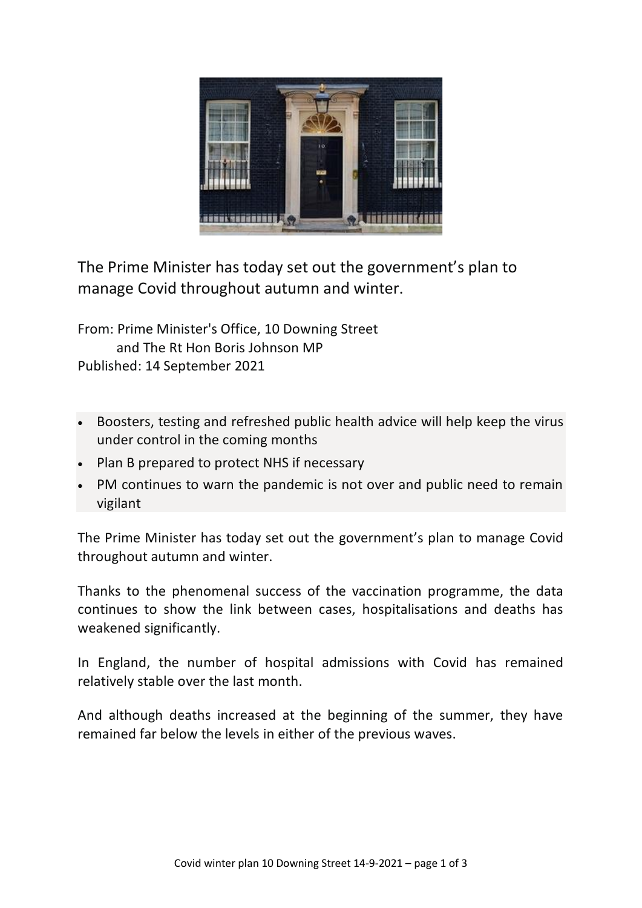# The Prime Minister has today set out the government’s plan to manage Covid throughout autumn and winter.

From: Prime Minister's Office, 10 Downing Street
and The Rt Hon Boris Johnson MP
Published: 14 September 2021

- Boosters, testing and refreshed public health advice will help keep the virus under control in the coming months
- Plan B prepared to protect NHS if necessary
- PM continues to warn the pandemic is not over and public need to remain vigilant

The Prime Minister has today set out the government’s plan to manage Covid throughout autumn and winter.

Thanks to the phenomenal success of the vaccination programme, the data continues to show the link between cases, hospitalisations and deaths has weakened significantly.

In England, the number of hospital admissions with Covid has remained relatively stable over the last month.

And although deaths increased at the beginning of the summer, they have remained far below the levels in either of the previous waves.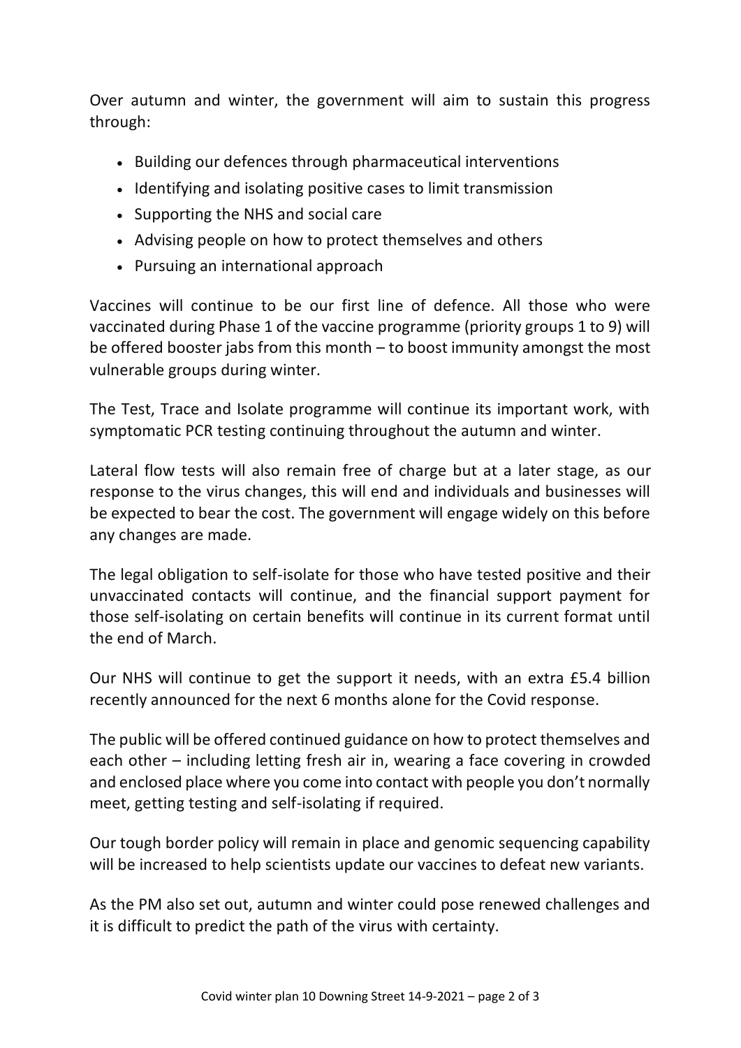Over autumn and winter, the government will aim to sustain this progress through:

- Building our defences through pharmaceutical interventions
- Identifying and isolating positive cases to limit transmission
- Supporting the NHS and social care
- Advising people on how to protect themselves and others
- Pursuing an international approach

Vaccines will continue to be our first line of defence. All those who were vaccinated during Phase 1 of the vaccine programme (priority groups 1 to 9) will be offered booster jabs from this month – to boost immunity amongst the most vulnerable groups during winter.

The Test, Trace and Isolate programme will continue its important work, with symptomatic PCR testing continuing throughout the autumn and winter.

Lateral flow tests will also remain free of charge but at a later stage, as our response to the virus changes, this will end and individuals and businesses will be expected to bear the cost. The government will engage widely on this before any changes are made.

The legal obligation to self-isolate for those who have tested positive and their unvaccinated contacts will continue, and the financial support payment for those self-isolating on certain benefits will continue in its current format until the end of March.

Our NHS will continue to get the support it needs, with an extra £5.4 billion recently announced for the next 6 months alone for the Covid response.

The public will be offered continued guidance on how to protect themselves and each other – including letting fresh air in, wearing a face covering in crowded and enclosed place where you come into contact with people you don't normally meet, getting testing and self-isolating if required.

Our tough border policy will remain in place and genomic sequencing capability will be increased to help scientists update our vaccines to defeat new variants.

As the PM also set out, autumn and winter could pose renewed challenges and it is difficult to predict the path of the virus with certainty.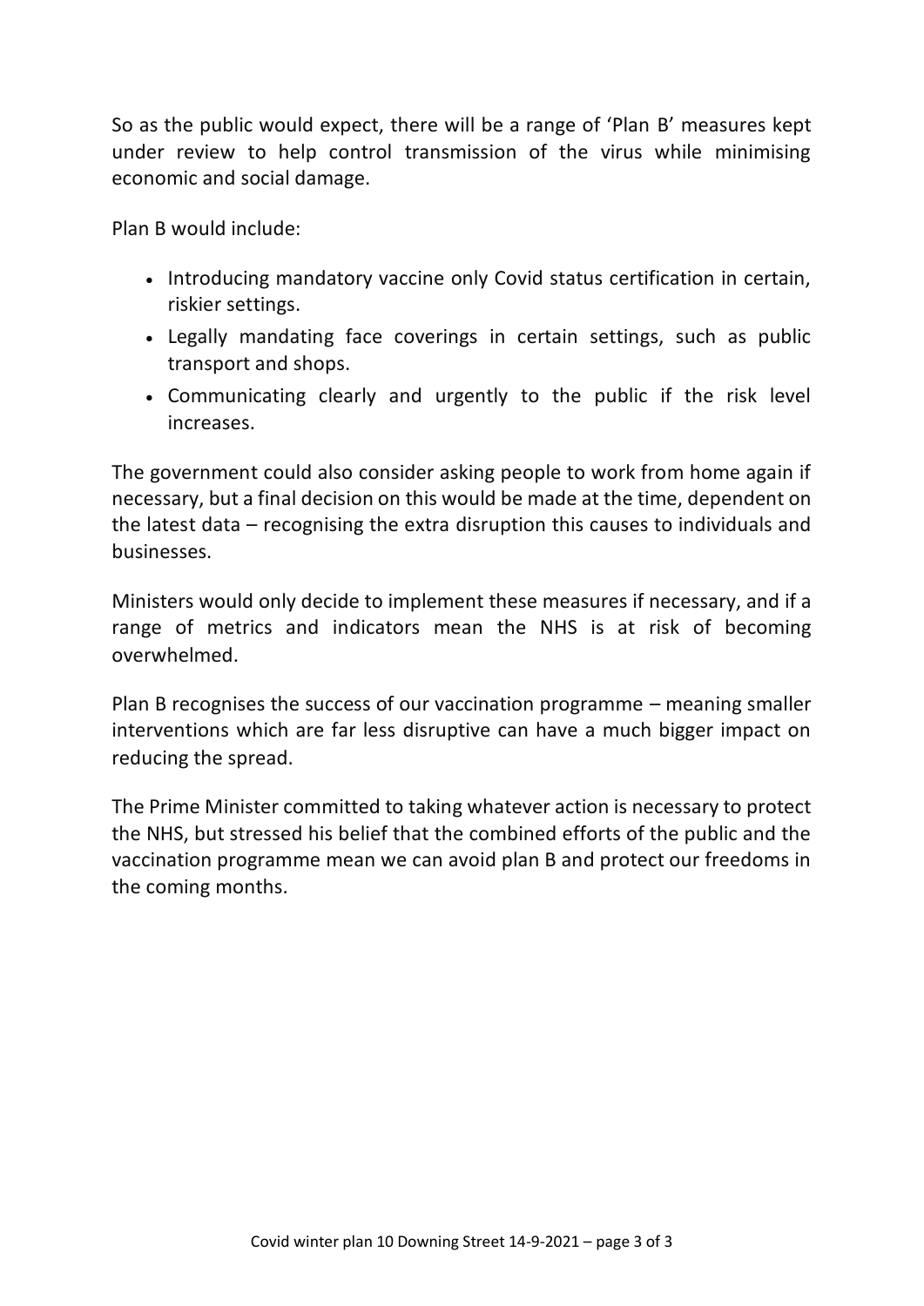So as the public would expect, there will be a range of 'Plan B' measures kept under review to help control transmission of the virus while minimising economic and social damage.

Plan B would include:

- Introducing mandatory vaccine only Covid status certification in certain, riskier settings.
- Legally mandating face coverings in certain settings, such as public transport and shops.
- Communicating clearly and urgently to the public if the risk level increases.

The government could also consider asking people to work from home again if necessary, but a final decision on this would be made at the time, dependent on the latest data – recognising the extra disruption this causes to individuals and businesses.

Ministers would only decide to implement these measures if necessary, and if a range of metrics and indicators mean the NHS is at risk of becoming overwhelmed.

Plan B recognises the success of our vaccination programme – meaning smaller interventions which are far less disruptive can have a much bigger impact on reducing the spread.

The Prime Minister committed to taking whatever action is necessary to protect the NHS, but stressed his belief that the combined efforts of the public and the vaccination programme mean we can avoid plan B and protect our freedoms in the coming months.